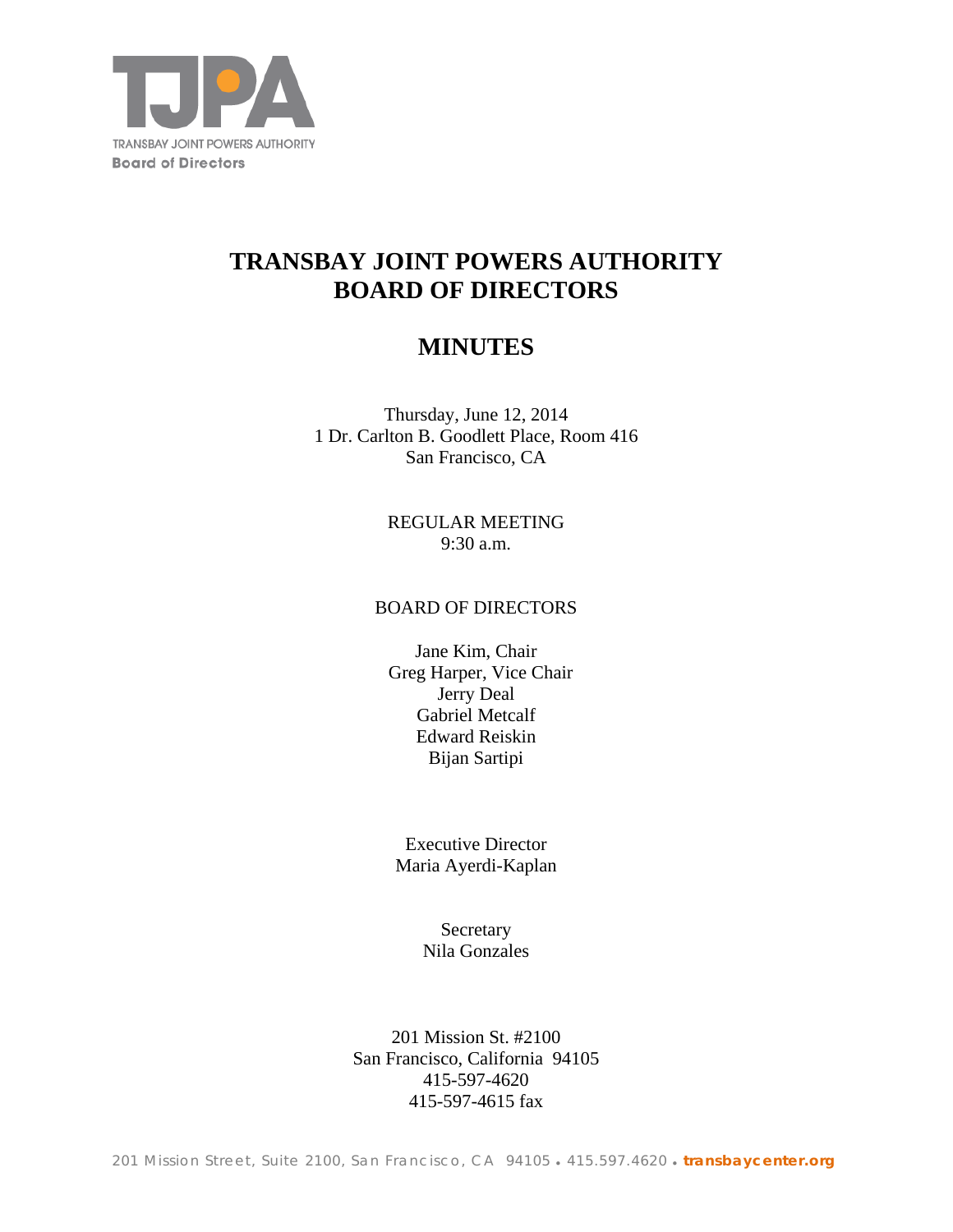TRANSBAY JOINT POWERS AUTHORITY
Board of Directors

# TRANSBAY JOINT POWERS AUTHORITY BOARD OF DIRECTORS

# MINUTES

Thursday, June 12, 2014
1 Dr. Carlton B. Goodlett Place, Room 416
San Francisco, CA

REGULAR MEETING
9:30 a.m.

BOARD OF DIRECTORS

Jane Kim, Chair
Greg Harper, Vice Chair
Jerry Deal
Gabriel Metcalf
Edward Reiskin
Bijan Sartipi

Executive Director
Maria Ayerdi-Kaplan

Secretary
Nila Gonzales

201 Mission St. #2100
San Francisco, California 94105
415-597-4620
415-597-4615 fax

201 Mission Street, Suite 2100, San Francisco, CA 94105 • 415.597.4620 • transbaycenter.org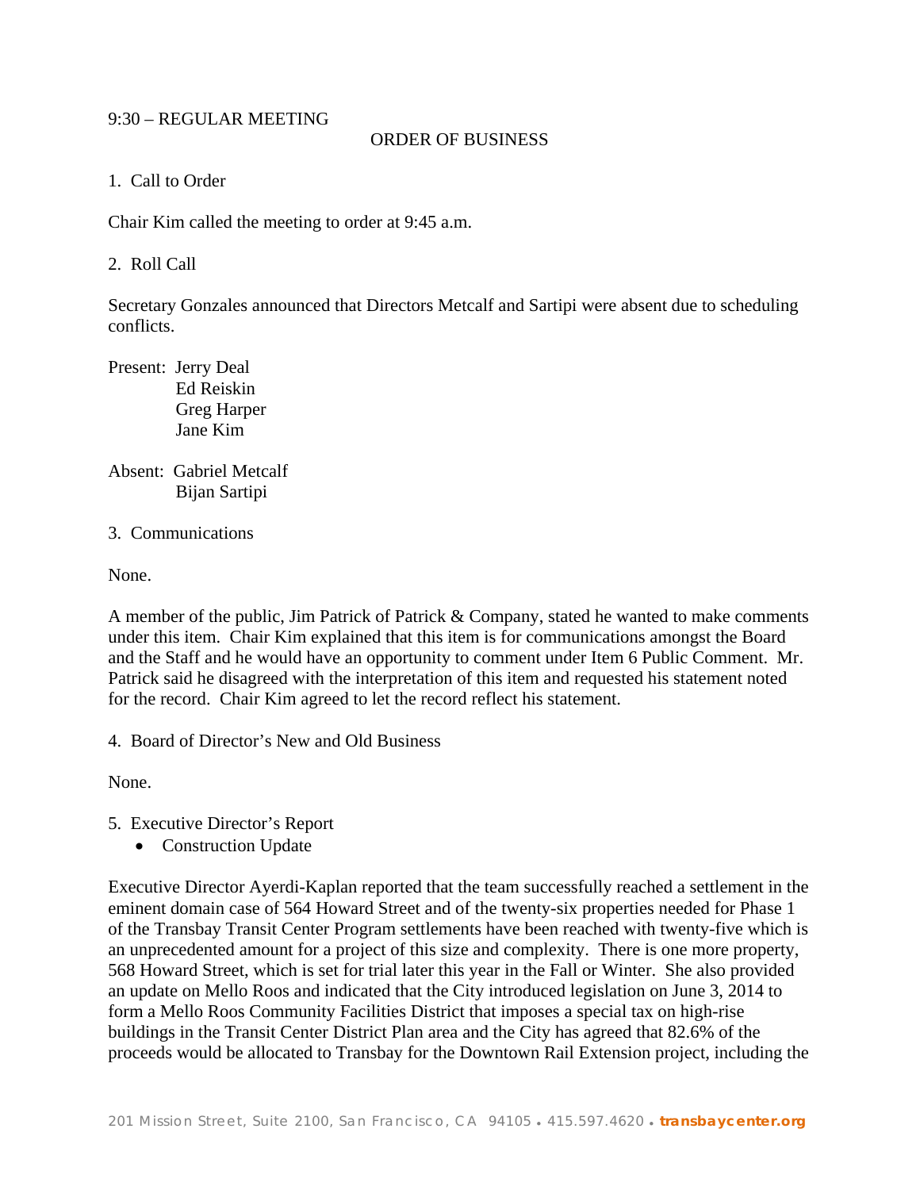9:30 – REGULAR MEETING

ORDER OF BUSINESS

1. Call to Order

Chair Kim called the meeting to order at 9:45 a.m.

2. Roll Call

Secretary Gonzales announced that Directors Metcalf and Sartipi were absent due to scheduling conflicts.

Present: Jerry Deal
Ed Reiskin
Greg Harper
Jane Kim

Absent: Gabriel Metcalf
Bijan Sartipi

3. Communications

None.

A member of the public, Jim Patrick of Patrick & Company, stated he wanted to make comments under this item. Chair Kim explained that this item is for communications amongst the Board and the Staff and he would have an opportunity to comment under Item 6 Public Comment. Mr. Patrick said he disagreed with the interpretation of this item and requested his statement noted for the record. Chair Kim agreed to let the record reflect his statement.

4. Board of Director's New and Old Business

None.

5. Executive Director's Report
   - Construction Update

Executive Director Ayerdi-Kaplan reported that the team successfully reached a settlement in the eminent domain case of 564 Howard Street and of the twenty-six properties needed for Phase 1 of the Transbay Transit Center Program settlements have been reached with twenty-five which is an unprecedented amount for a project of this size and complexity. There is one more property, 568 Howard Street, which is set for trial later this year in the Fall or Winter. She also provided an update on Mello Roos and indicated that the City introduced legislation on June 3, 2014 to form a Mello Roos Community Facilities District that imposes a special tax on high-rise buildings in the Transit Center District Plan area and the City has agreed that 82.6% of the proceeds would be allocated to Transbay for the Downtown Rail Extension project, including the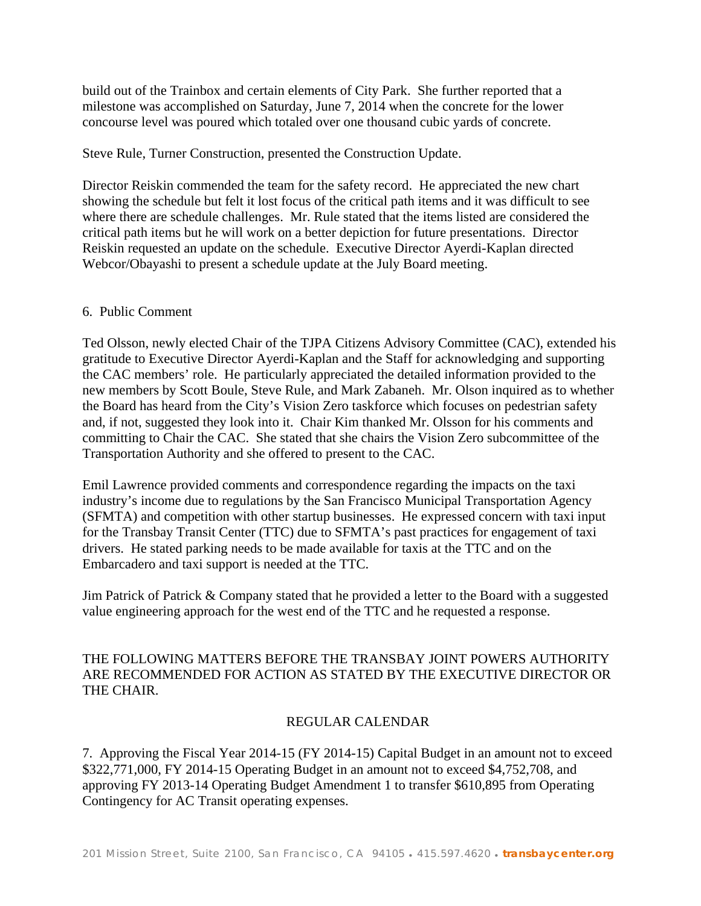build out of the Trainbox and certain elements of City Park. She further reported that a milestone was accomplished on Saturday, June 7, 2014 when the concrete for the lower concourse level was poured which totaled over one thousand cubic yards of concrete.

Steve Rule, Turner Construction, presented the Construction Update.

Director Reiskin commended the team for the safety record. He appreciated the new chart showing the schedule but felt it lost focus of the critical path items and it was difficult to see where there are schedule challenges. Mr. Rule stated that the items listed are considered the critical path items but he will work on a better depiction for future presentations. Director Reiskin requested an update on the schedule. Executive Director Ayerdi-Kaplan directed Webcor/Obayashi to present a schedule update at the July Board meeting.

6. Public Comment

Ted Olsson, newly elected Chair of the TJPA Citizens Advisory Committee (CAC), extended his gratitude to Executive Director Ayerdi-Kaplan and the Staff for acknowledging and supporting the CAC members' role. He particularly appreciated the detailed information provided to the new members by Scott Boule, Steve Rule, and Mark Zabaneh. Mr. Olson inquired as to whether the Board has heard from the City's Vision Zero taskforce which focuses on pedestrian safety and, if not, suggested they look into it. Chair Kim thanked Mr. Olsson for his comments and committing to Chair the CAC. She stated that she chairs the Vision Zero subcommittee of the Transportation Authority and she offered to present to the CAC.

Emil Lawrence provided comments and correspondence regarding the impacts on the taxi industry's income due to regulations by the San Francisco Municipal Transportation Agency (SFMTA) and competition with other startup businesses. He expressed concern with taxi input for the Transbay Transit Center (TTC) due to SFMTA's past practices for engagement of taxi drivers. He stated parking needs to be made available for taxis at the TTC and on the Embarcadero and taxi support is needed at the TTC.

Jim Patrick of Patrick & Company stated that he provided a letter to the Board with a suggested value engineering approach for the west end of the TTC and he requested a response.

THE FOLLOWING MATTERS BEFORE THE TRANSBAY JOINT POWERS AUTHORITY ARE RECOMMENDED FOR ACTION AS STATED BY THE EXECUTIVE DIRECTOR OR THE CHAIR.

REGULAR CALENDAR

7. Approving the Fiscal Year 2014-15 (FY 2014-15) Capital Budget in an amount not to exceed $322,771,000, FY 2014-15 Operating Budget in an amount not to exceed $4,752,708, and approving FY 2013-14 Operating Budget Amendment 1 to transfer $610,895 from Operating Contingency for AC Transit operating expenses.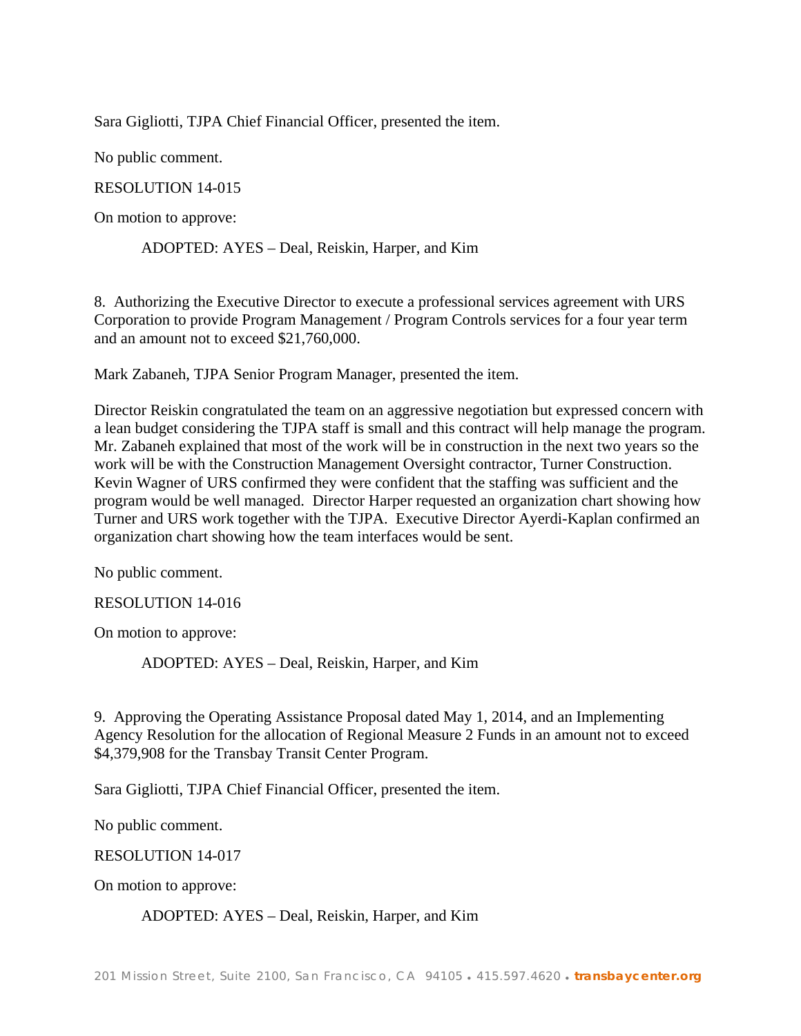Sara Gigliotti, TJPA Chief Financial Officer, presented the item.

No public comment.

RESOLUTION 14-015

On motion to approve:

ADOPTED: AYES – Deal, Reiskin, Harper, and Kim

8. Authorizing the Executive Director to execute a professional services agreement with URS Corporation to provide Program Management / Program Controls services for a four year term and an amount not to exceed $21,760,000.

Mark Zabaneh, TJPA Senior Program Manager, presented the item.

Director Reiskin congratulated the team on an aggressive negotiation but expressed concern with a lean budget considering the TJPA staff is small and this contract will help manage the program. Mr. Zabaneh explained that most of the work will be in construction in the next two years so the work will be with the Construction Management Oversight contractor, Turner Construction. Kevin Wagner of URS confirmed they were confident that the staffing was sufficient and the program would be well managed. Director Harper requested an organization chart showing how Turner and URS work together with the TJPA. Executive Director Ayerdi-Kaplan confirmed an organization chart showing how the team interfaces would be sent.

No public comment.

RESOLUTION 14-016

On motion to approve:

ADOPTED: AYES – Deal, Reiskin, Harper, and Kim

9. Approving the Operating Assistance Proposal dated May 1, 2014, and an Implementing Agency Resolution for the allocation of Regional Measure 2 Funds in an amount not to exceed $4,379,908 for the Transbay Transit Center Program.

Sara Gigliotti, TJPA Chief Financial Officer, presented the item.

No public comment.

RESOLUTION 14-017

On motion to approve:

ADOPTED: AYES – Deal, Reiskin, Harper, and Kim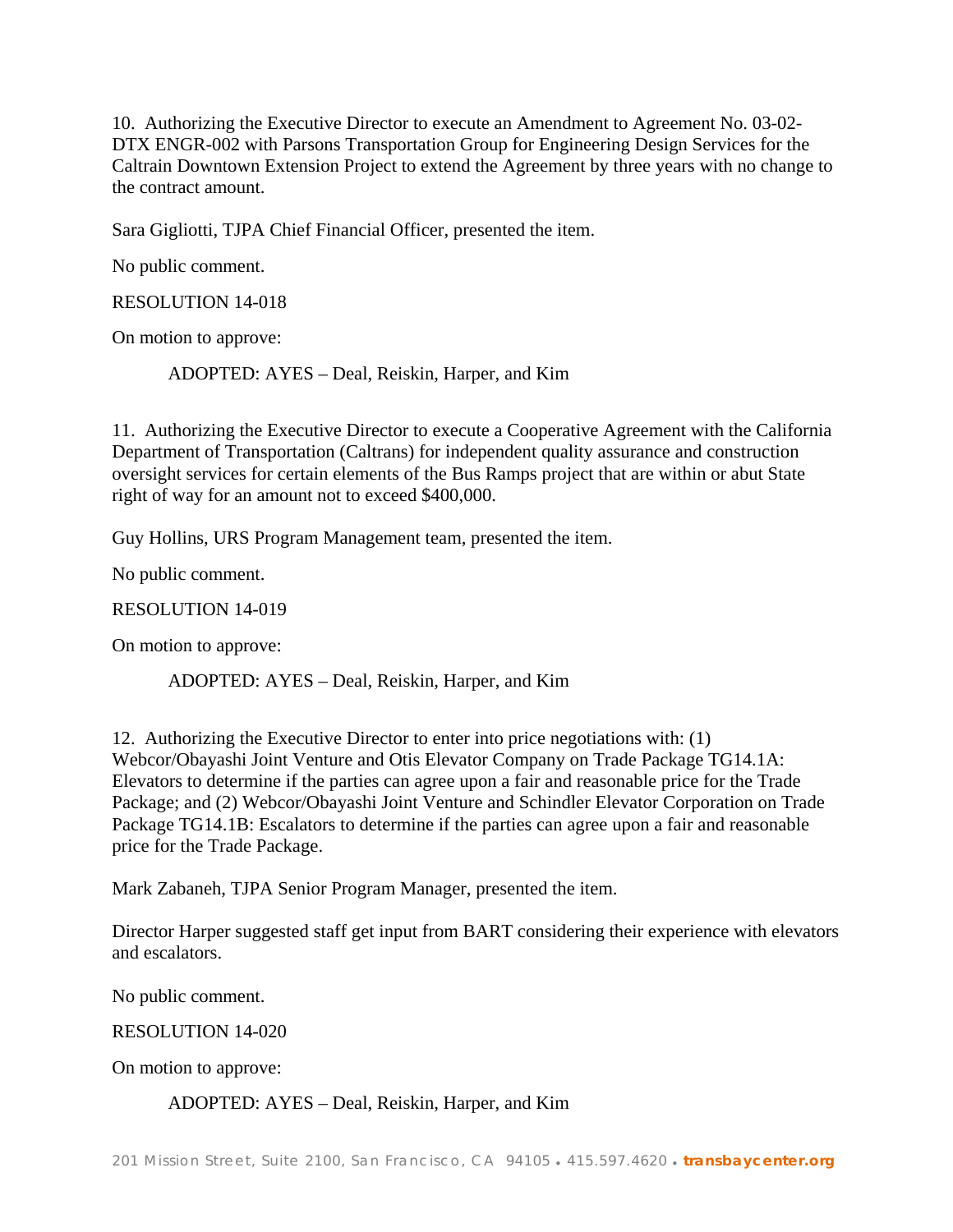10. Authorizing the Executive Director to execute an Amendment to Agreement No. 03-02-DTX ENGR-002 with Parsons Transportation Group for Engineering Design Services for the Caltrain Downtown Extension Project to extend the Agreement by three years with no change to the contract amount.

Sara Gigliotti, TJPA Chief Financial Officer, presented the item.

No public comment.

RESOLUTION 14-018

On motion to approve:

ADOPTED: AYES – Deal, Reiskin, Harper, and Kim

11. Authorizing the Executive Director to execute a Cooperative Agreement with the California Department of Transportation (Caltrans) for independent quality assurance and construction oversight services for certain elements of the Bus Ramps project that are within or abut State right of way for an amount not to exceed $400,000.

Guy Hollins, URS Program Management team, presented the item.

No public comment.

RESOLUTION 14-019

On motion to approve:

ADOPTED: AYES – Deal, Reiskin, Harper, and Kim

12. Authorizing the Executive Director to enter into price negotiations with: (1) Webcor/Obayashi Joint Venture and Otis Elevator Company on Trade Package TG14.1A: Elevators to determine if the parties can agree upon a fair and reasonable price for the Trade Package; and (2) Webcor/Obayashi Joint Venture and Schindler Elevator Corporation on Trade Package TG14.1B: Escalators to determine if the parties can agree upon a fair and reasonable price for the Trade Package.

Mark Zabaneh, TJPA Senior Program Manager, presented the item.

Director Harper suggested staff get input from BART considering their experience with elevators and escalators.

No public comment.

RESOLUTION 14-020

On motion to approve:

ADOPTED: AYES – Deal, Reiskin, Harper, and Kim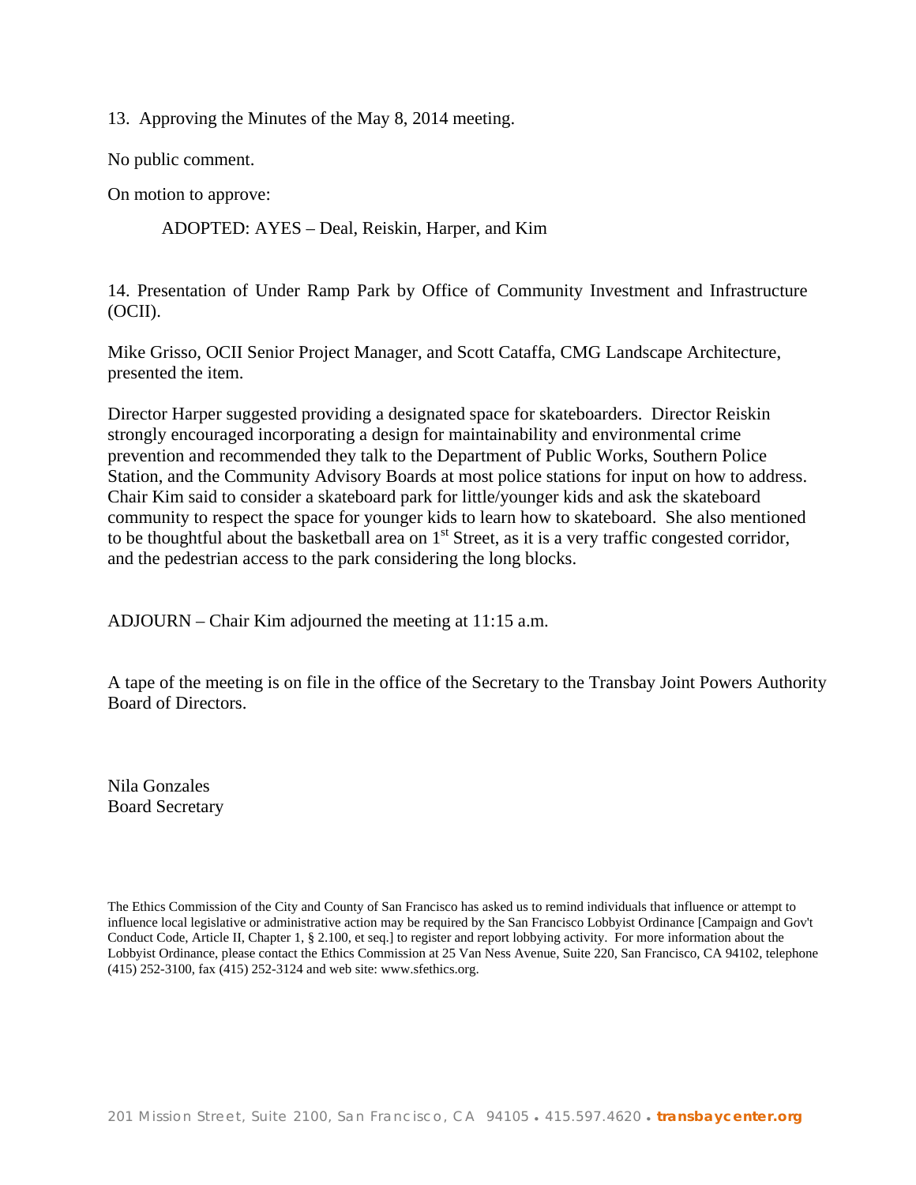13. Approving the Minutes of the May 8, 2014 meeting.

No public comment.

On motion to approve:

ADOPTED: AYES – Deal, Reiskin, Harper, and Kim

14. Presentation of Under Ramp Park by Office of Community Investment and Infrastructure (OCII).

Mike Grisso, OCII Senior Project Manager, and Scott Cataffa, CMG Landscape Architecture, presented the item.

Director Harper suggested providing a designated space for skateboarders. Director Reiskin strongly encouraged incorporating a design for maintainability and environmental crime prevention and recommended they talk to the Department of Public Works, Southern Police Station, and the Community Advisory Boards at most police stations for input on how to address. Chair Kim said to consider a skateboard park for little/younger kids and ask the skateboard community to respect the space for younger kids to learn how to skateboard. She also mentioned to be thoughtful about the basketball area on 1st Street, as it is a very traffic congested corridor, and the pedestrian access to the park considering the long blocks.

ADJOURN – Chair Kim adjourned the meeting at 11:15 a.m.

A tape of the meeting is on file in the office of the Secretary to the Transbay Joint Powers Authority Board of Directors.

Nila Gonzales
Board Secretary

The Ethics Commission of the City and County of San Francisco has asked us to remind individuals that influence or attempt to influence local legislative or administrative action may be required by the San Francisco Lobbyist Ordinance [Campaign and Gov't Conduct Code, Article II, Chapter 1, § 2.100, et seq.] to register and report lobbying activity. For more information about the Lobbyist Ordinance, please contact the Ethics Commission at 25 Van Ness Avenue, Suite 220, San Francisco, CA 94102, telephone (415) 252-3100, fax (415) 252-3124 and web site: www.sfethics.org.